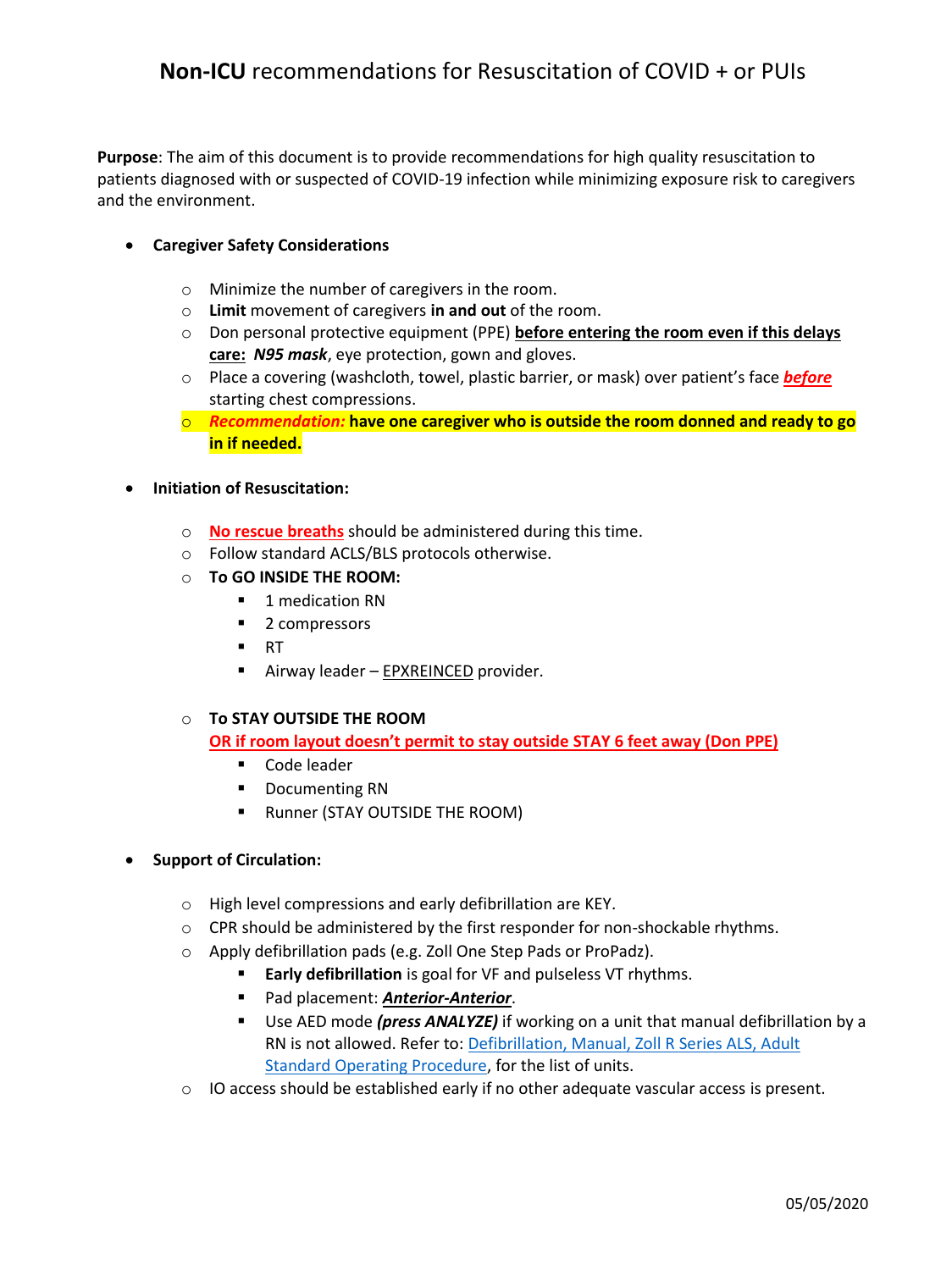# **Non-ICU** recommendations for Resuscitation of COVID + or PUIs

**Purpose**: The aim of this document is to provide recommendations for high quality resuscitation to patients diagnosed with or suspected of COVID-19 infection while minimizing exposure risk to caregivers and the environment.

- **Caregiver Safety Considerations**
  - Minimize the number of caregivers in the room.
  - **Limit** movement of caregivers **in and out** of the room.
  - Don personal protective equipment (PPE) **before entering the room even if this delays care:** ***N95 mask***, eye protection, gown and gloves.
  - Place a covering (washcloth, towel, plastic barrier, or mask) over patient's face ***before*** starting chest compressions.
  - ***Recommendation:*** **have one caregiver who is outside the room donned and ready to go in if needed.**

- **Initiation of Resuscitation:**
  - **No rescue breaths** should be administered during this time.
  - Follow standard ACLS/BLS protocols otherwise.
  - **To GO INSIDE THE ROOM:**
    - 1 medication RN
    - 2 compressors
    - RT
    - Airway leader – EPXREINCED provider.
  - **To STAY OUTSIDE THE ROOM**
    **OR if room layout doesn't permit to stay outside STAY 6 feet away (Don PPE)**
    - Code leader
    - Documenting RN
    - Runner (STAY OUTSIDE THE ROOM)

- **Support of Circulation:**
  - High level compressions and early defibrillation are KEY.
  - CPR should be administered by the first responder for non-shockable rhythms.
  - Apply defibrillation pads (e.g. Zoll One Step Pads or ProPadz).
    - **Early defibrillation** is goal for VF and pulseless VT rhythms.
    - Pad placement: ***Anterior-Anterior***.
    - Use AED mode ***(press ANALYZE)*** if working on a unit that manual defibrillation by a RN is not allowed. Refer to: Defibrillation, Manual, Zoll R Series ALS, Adult Standard Operating Procedure, for the list of units.
  - IO access should be established early if no other adequate vascular access is present.

05/05/2020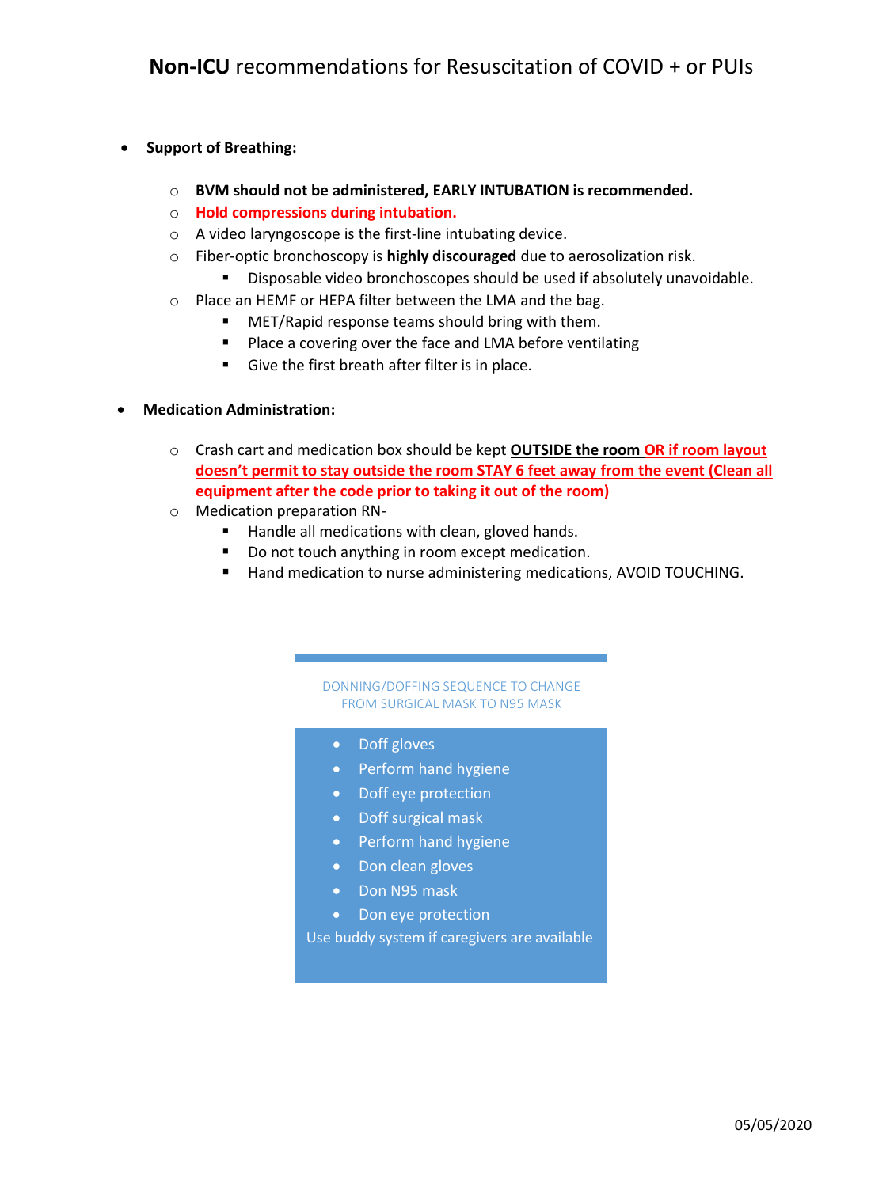# **Non-ICU** recommendations for Resuscitation of COVID + or PUIs

- **Support of Breathing:**
  - **BVM should not be administered, EARLY INTUBATION is recommended.**
  - **Hold compressions during intubation.**
  - A video laryngoscope is the first-line intubating device.
  - Fiber-optic bronchoscopy is **highly discouraged** due to aerosolization risk.
    - Disposable video bronchoscopes should be used if absolutely unavoidable.
  - Place an HEMF or HEPA filter between the LMA and the bag.
    - MET/Rapid response teams should bring with them.
    - Place a covering over the face and LMA before ventilating
    - Give the first breath after filter is in place.

- **Medication Administration:**
  - Crash cart and medication box should be kept **OUTSIDE the room** **OR if room layout doesn't permit to stay outside the room STAY 6 feet away from the event (Clean all equipment after the code prior to taking it out of the room)**
  - Medication preparation RN-
    - Handle all medications with clean, gloved hands.
    - Do not touch anything in room except medication.
    - Hand medication to nurse administering medications, AVOID TOUCHING.

DONNING/DOFFING SEQUENCE TO CHANGE FROM SURGICAL MASK TO N95 MASK

- Doff gloves
- Perform hand hygiene
- Doff eye protection
- Doff surgical mask
- Perform hand hygiene
- Don clean gloves
- Don N95 mask
- Don eye protection

Use buddy system if caregivers are available

05/05/2020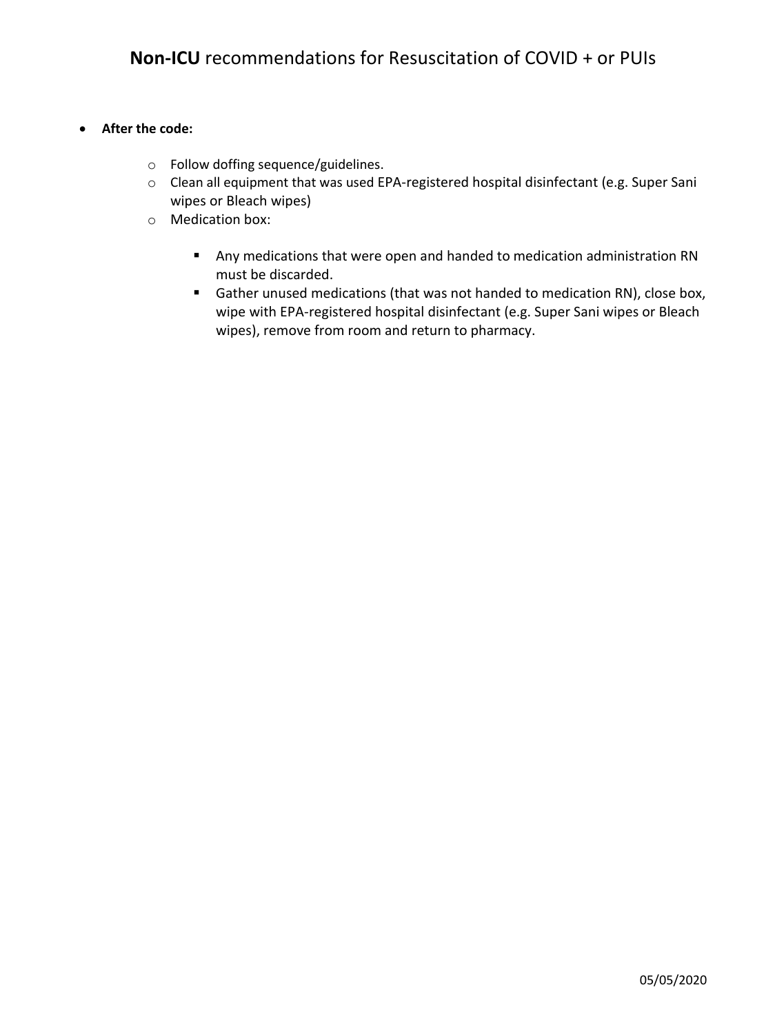- **After the code:**
  - Follow doffing sequence/guidelines.
  - Clean all equipment that was used EPA-registered hospital disinfectant (e.g. Super Sani wipes or Bleach wipes)
  - Medication box:
    - Any medications that were open and handed to medication administration RN must be discarded.
    - Gather unused medications (that was not handed to medication RN), close box, wipe with EPA-registered hospital disinfectant (e.g. Super Sani wipes or Bleach wipes), remove from room and return to pharmacy.